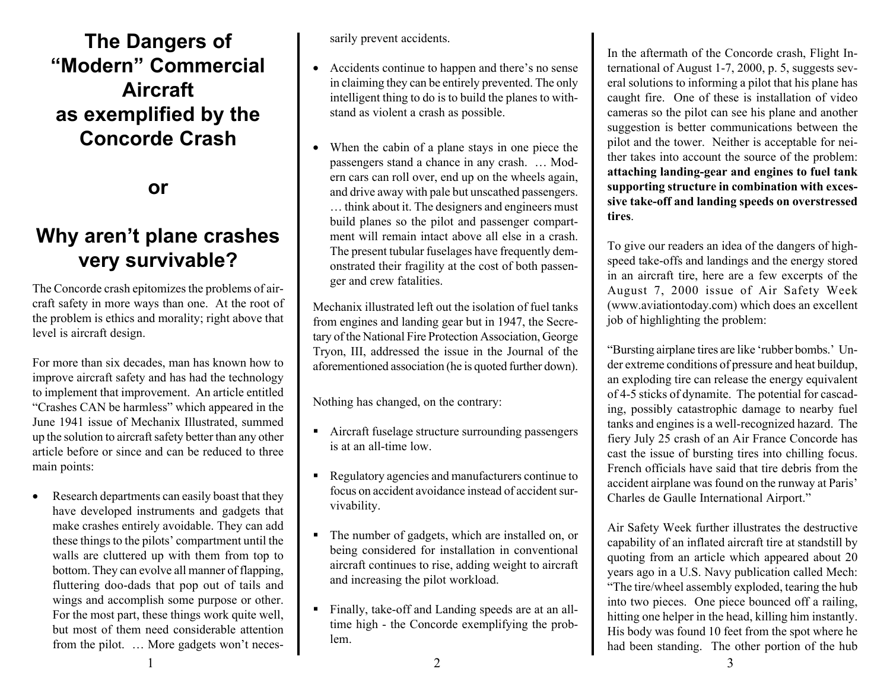# The Dangers of "Modern" Commercial Aircraft as exemplified by the Concorde Crash

# or

# Why aren't plane crashes very survivable?

The Concorde crash epitomizes the problems of aircraft safety in more ways than one. At the root of the problem is ethics and morality; right above that level is aircraft design.

For more than six decades, man has known how to improve aircraft safety and has had the technology to implement that improvement. An article entitled "Crashes CAN be harmless" which appeared in the June 1941 issue of Mechanix Illustrated, summed up the solution to aircraft safety better than any other article before or since and can be reduced to three main points:

- Research departments can easily boast that they have developed instruments and gadgets that make crashes entirely avoidable. They can add these things to the pilots' compartment until the walls are cluttered up with them from top to bottom. They can evolve all manner of flapping, fluttering doo-dads that pop out of tails and wings and accomplish some purpose or other. For the most part, these things work quite well, but most of them need considerable attention from the pilot. … More gadgets won't necessarily prevent accidents.

- Accidents continue to happen and there's no sense in claiming they can be entirely prevented. The only intelligent thing to do is to build the planes to withstand as violent a crash as possible.

- When the cabin of a plane stays in one piece the passengers stand a chance in any crash. … Modern cars can roll over, end up on the wheels again, and drive away with pale but unscathed passengers. … think about it. The designers and engineers must build planes so the pilot and passenger compartment will remain intact above all else in a crash. The present tubular fuselages have frequently demonstrated their fragility at the cost of both passenger and crew fatalities.

Mechanix illustrated left out the isolation of fuel tanks from engines and landing gear but in 1947, the Secretary of the National Fire Protection Association, George Tryon, III, addressed the issue in the Journal of the aforementioned association (he is quoted further down).

Nothing has changed, on the contrary:

- Aircraft fuselage structure surrounding passengers is at an all-time low.
- Regulatory agencies and manufacturers continue to focus on accident avoidance instead of accident survivability.
- The number of gadgets, which are installed on, or being considered for installation in conventional aircraft continues to rise, adding weight to aircraft and increasing the pilot workload.
- Finally, take-off and Landing speeds are at an all-time high - the Concorde exemplifying the problem.

In the aftermath of the Concorde crash, Flight International of August 1-7, 2000, p. 5, suggests several solutions to informing a pilot that his plane has caught fire. One of these is installation of video cameras so the pilot can see his plane and another suggestion is better communications between the pilot and the tower. Neither is acceptable for neither takes into account the source of the problem: **attaching landing-gear and engines to fuel tank supporting structure in combination with excessive take-off and landing speeds on overstressed tires**.

To give our readers an idea of the dangers of high-speed take-offs and landings and the energy stored in an aircraft tire, here are a few excerpts of the August 7, 2000 issue of Air Safety Week (www.aviationtoday.com) which does an excellent job of highlighting the problem:

"Bursting airplane tires are like 'rubber bombs.' Under extreme conditions of pressure and heat buildup, an exploding tire can release the energy equivalent of 4-5 sticks of dynamite. The potential for cascading, possibly catastrophic damage to nearby fuel tanks and engines is a well-recognized hazard. The fiery July 25 crash of an Air France Concorde has cast the issue of bursting tires into chilling focus. French officials have said that tire debris from the accident airplane was found on the runway at Paris' Charles de Gaulle International Airport."

Air Safety Week further illustrates the destructive capability of an inflated aircraft tire at standstill by quoting from an article which appeared about 20 years ago in a U.S. Navy publication called Mech: "The tire/wheel assembly exploded, tearing the hub into two pieces. One piece bounced off a railing, hitting one helper in the head, killing him instantly. His body was found 10 feet from the spot where he had been standing. The other portion of the hub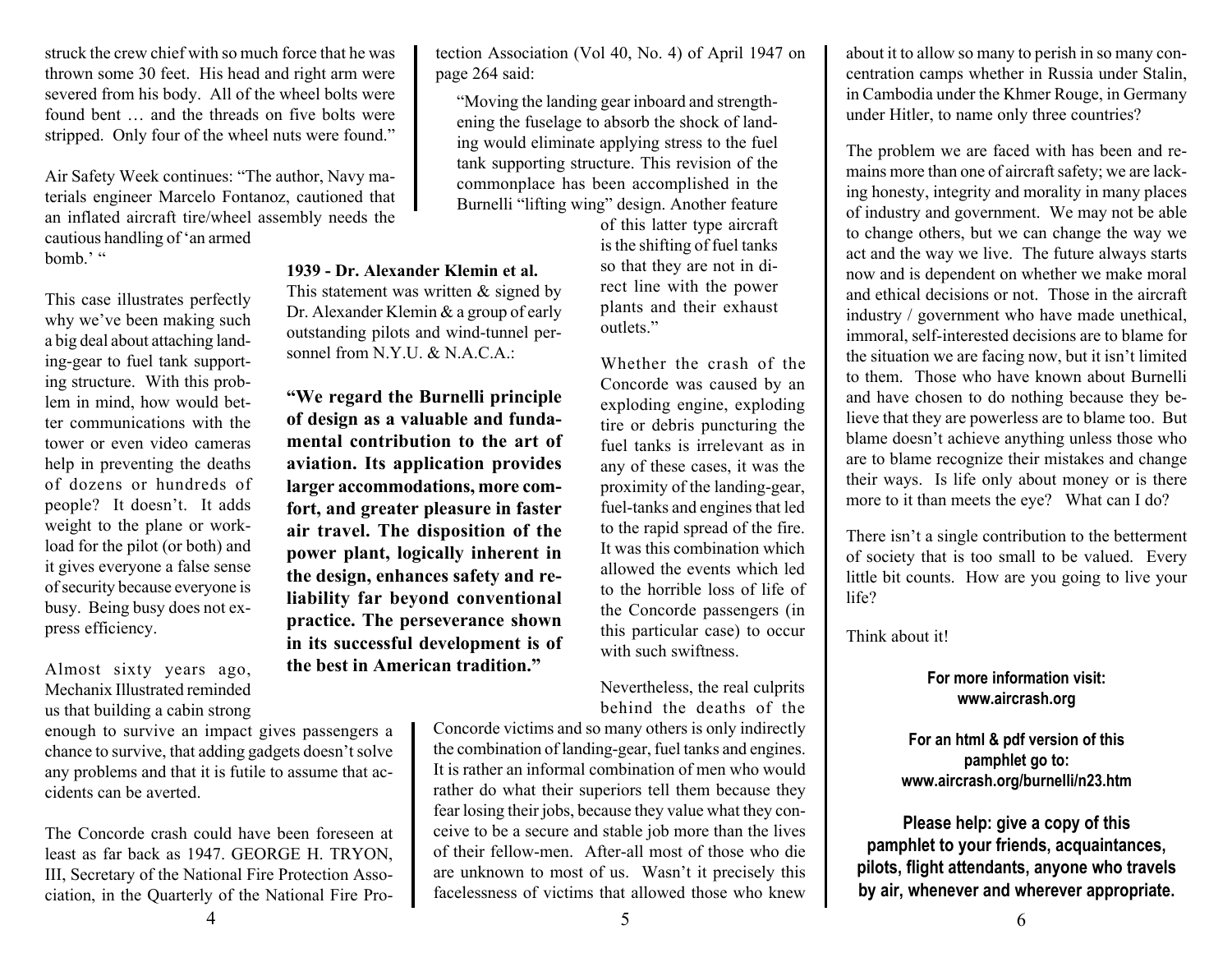struck the crew chief with so much force that he was thrown some 30 feet. His head and right arm were severed from his body. All of the wheel bolts were found bent … and the threads on five bolts were stripped. Only four of the wheel nuts were found."

Air Safety Week continues: "The author, Navy materials engineer Marcelo Fontanoz, cautioned that an inflated aircraft tire/wheel assembly needs the cautious handling of 'an armed bomb.' "

This case illustrates perfectly why we've been making such a big deal about attaching landing-gear to fuel tank supporting structure. With this problem in mind, how would better communications with the tower or even video cameras help in preventing the deaths of dozens or hundreds of people? It doesn't. It adds weight to the plane or workload for the pilot (or both) and it gives everyone a false sense of security because everyone is busy. Being busy does not express efficiency.

Almost sixty years ago, Mechanix Illustrated reminded us that building a cabin strong enough to survive an impact gives passengers a chance to survive, that adding gadgets doesn't solve any problems and that it is futile to assume that accidents can be averted.

The Concorde crash could have been foreseen at least as far back as 1947. GEORGE H. TRYON, III, Secretary of the National Fire Protection Association, in the Quarterly of the National Fire Protection Association (Vol 40, No. 4) of April 1947 on page 264 said:

> "Moving the landing gear inboard and strengthening the fuselage to absorb the shock of landing would eliminate applying stress to the fuel tank supporting structure. This revision of the commonplace has been accomplished in the Burnelli "lifting wing" design. Another feature of this latter type aircraft is the shifting of fuel tanks so that they are not in direct line with the power plants and their exhaust outlets."

**1939 - Dr. Alexander Klemin et al.**

This statement was written & signed by Dr. Alexander Klemin & a group of early outstanding pilots and wind-tunnel personnel from N.Y.U. & N.A.C.A.:

**"We regard the Burnelli principle of design as a valuable and fundamental contribution to the art of aviation. Its application provides larger accommodations, more comfort, and greater pleasure in faster air travel. The disposition of the power plant, logically inherent in the design, enhances safety and reliability far beyond conventional practice. The perseverance shown in its successful development is of the best in American tradition."**

Whether the crash of the Concorde was caused by an exploding engine, exploding tire or debris puncturing the fuel tanks is irrelevant as in any of these cases, it was the proximity of the landing-gear, fuel-tanks and engines that led to the rapid spread of the fire. It was this combination which allowed the events which led to the horrible loss of life of the Concorde passengers (in this particular case) to occur with such swiftness.

Nevertheless, the real culprits behind the deaths of the Concorde victims and so many others is only indirectly the combination of landing-gear, fuel tanks and engines. It is rather an informal combination of men who would rather do what their superiors tell them because they fear losing their jobs, because they value what they conceive to be a secure and stable job more than the lives of their fellow-men. After-all most of those who die are unknown to most of us. Wasn't it precisely this facelessness of victims that allowed those who knew about it to allow so many to perish in so many concentration camps whether in Russia under Stalin, in Cambodia under the Khmer Rouge, in Germany under Hitler, to name only three countries?

The problem we are faced with has been and remains more than one of aircraft safety; we are lacking honesty, integrity and morality in many places of industry and government. We may not be able to change others, but we can change the way we act and the way we live. The future always starts now and is dependent on whether we make moral and ethical decisions or not. Those in the aircraft industry / government who have made unethical, immoral, self-interested decisions are to blame for the situation we are facing now, but it isn't limited to them. Those who have known about Burnelli and have chosen to do nothing because they believe that they are powerless are to blame too. But blame doesn't achieve anything unless those who are to blame recognize their mistakes and change their ways. Is life only about money or is there more to it than meets the eye? What can I do?

There isn't a single contribution to the betterment of society that is too small to be valued. Every little bit counts. How are you going to live your life?

Think about it!

**For more information visit: www.aircrash.org**

**For an html & pdf version of this pamphlet go to: www.aircrash.org/burnelli/n23.htm**

**Please help: give a copy of this pamphlet to your friends, acquaintances, pilots, flight attendants, anyone who travels by air, whenever and wherever appropriate.**